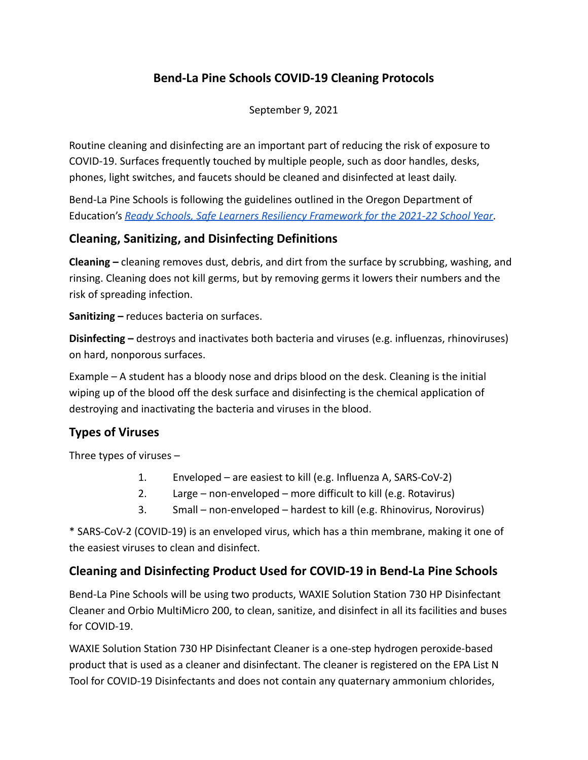# Bend-La Pine Schools COVID-19 Cleaning Protocols

September 9, 2021

Routine cleaning and disinfecting are an important part of reducing the risk of exposure to COVID-19. Surfaces frequently touched by multiple people, such as door handles, desks, phones, light switches, and faucets should be cleaned and disinfected at least daily.

Bend-La Pine Schools is following the guidelines outlined in the Oregon Department of Education's *Ready Schools, Safe Learners Resiliency Framework for the 2021-22 School Year*.

## Cleaning, Sanitizing, and Disinfecting Definitions

**Cleaning –** cleaning removes dust, debris, and dirt from the surface by scrubbing, washing, and rinsing. Cleaning does not kill germs, but by removing germs it lowers their numbers and the risk of spreading infection.

**Sanitizing –** reduces bacteria on surfaces.

**Disinfecting –** destroys and inactivates both bacteria and viruses (e.g. influenzas, rhinoviruses) on hard, nonporous surfaces.

Example – A student has a bloody nose and drips blood on the desk. Cleaning is the initial wiping up of the blood off the desk surface and disinfecting is the chemical application of destroying and inactivating the bacteria and viruses in the blood.

## Types of Viruses

Three types of viruses –

1. Enveloped – are easiest to kill (e.g. Influenza A, SARS-CoV-2)
2. Large – non-enveloped – more difficult to kill (e.g. Rotavirus)
3. Small – non-enveloped – hardest to kill (e.g. Rhinovirus, Norovirus)

* SARS-CoV-2 (COVID-19) is an enveloped virus, which has a thin membrane, making it one of the easiest viruses to clean and disinfect.

## Cleaning and Disinfecting Product Used for COVID-19 in Bend-La Pine Schools

Bend-La Pine Schools will be using two products, WAXIE Solution Station 730 HP Disinfectant Cleaner and Orbio MultiMicro 200, to clean, sanitize, and disinfect in all its facilities and buses for COVID-19.

WAXIE Solution Station 730 HP Disinfectant Cleaner is a one-step hydrogen peroxide-based product that is used as a cleaner and disinfectant. The cleaner is registered on the EPA List N Tool for COVID-19 Disinfectants and does not contain any quaternary ammonium chlorides,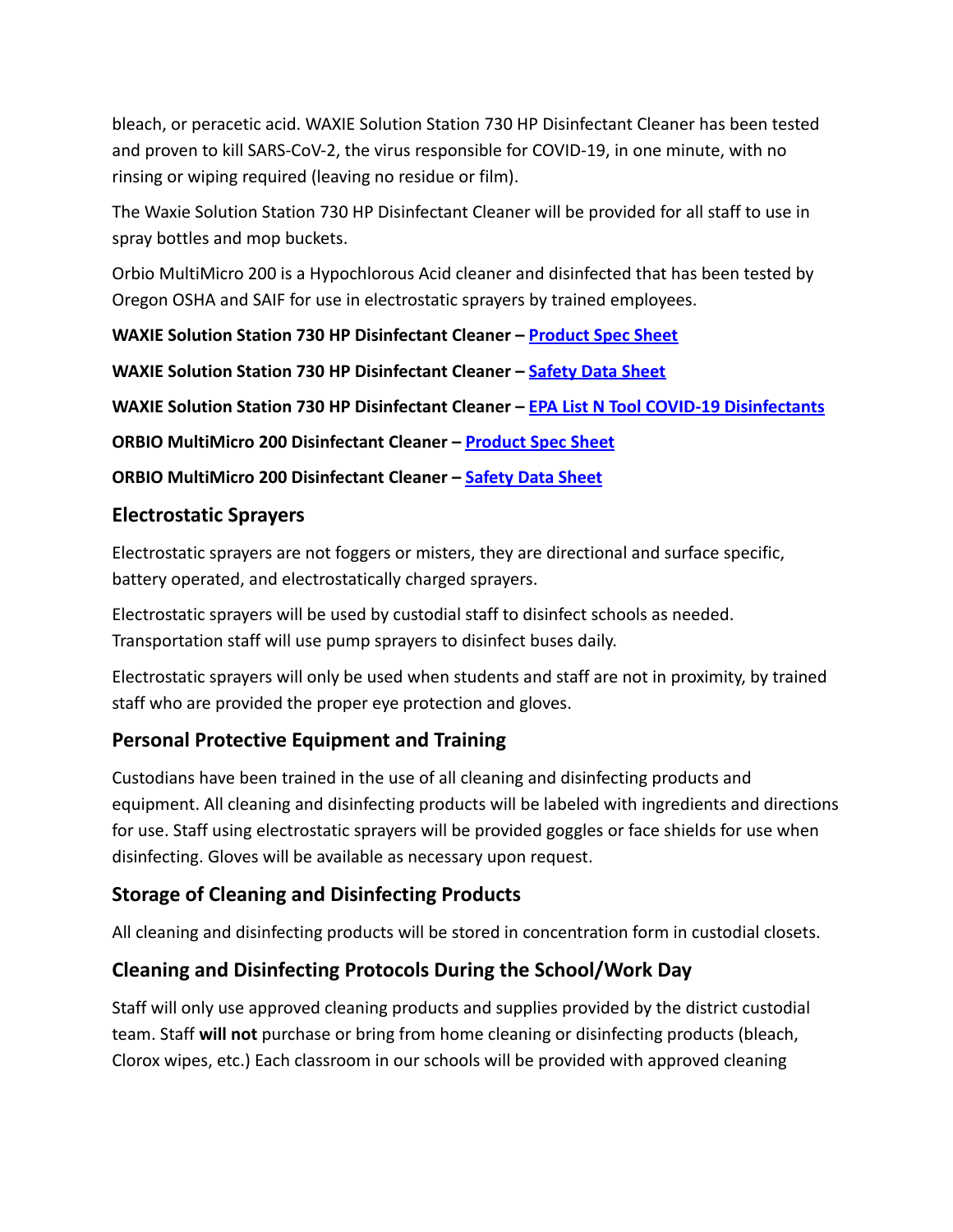bleach, or peracetic acid. WAXIE Solution Station 730 HP Disinfectant Cleaner has been tested and proven to kill SARS-CoV-2, the virus responsible for COVID-19, in one minute, with no rinsing or wiping required (leaving no residue or film).

The Waxie Solution Station 730 HP Disinfectant Cleaner will be provided for all staff to use in spray bottles and mop buckets.

Orbio MultiMicro 200 is a Hypochlorous Acid cleaner and disinfected that has been tested by Oregon OSHA and SAIF for use in electrostatic sprayers by trained employees.

**WAXIE Solution Station 730 HP Disinfectant Cleaner –** Product Spec Sheet

**WAXIE Solution Station 730 HP Disinfectant Cleaner –** Safety Data Sheet

**WAXIE Solution Station 730 HP Disinfectant Cleaner –** EPA List N Tool COVID-19 Disinfectants

**ORBIO MultiMicro 200 Disinfectant Cleaner –** Product Spec Sheet

**ORBIO MultiMicro 200 Disinfectant Cleaner –** Safety Data Sheet

## Electrostatic Sprayers

Electrostatic sprayers are not foggers or misters, they are directional and surface specific, battery operated, and electrostatically charged sprayers.

Electrostatic sprayers will be used by custodial staff to disinfect schools as needed. Transportation staff will use pump sprayers to disinfect buses daily.

Electrostatic sprayers will only be used when students and staff are not in proximity, by trained staff who are provided the proper eye protection and gloves.

## Personal Protective Equipment and Training

Custodians have been trained in the use of all cleaning and disinfecting products and equipment. All cleaning and disinfecting products will be labeled with ingredients and directions for use. Staff using electrostatic sprayers will be provided goggles or face shields for use when disinfecting. Gloves will be available as necessary upon request.

## Storage of Cleaning and Disinfecting Products

All cleaning and disinfecting products will be stored in concentration form in custodial closets.

## Cleaning and Disinfecting Protocols During the School/Work Day

Staff will only use approved cleaning products and supplies provided by the district custodial team. Staff **will not** purchase or bring from home cleaning or disinfecting products (bleach, Clorox wipes, etc.) Each classroom in our schools will be provided with approved cleaning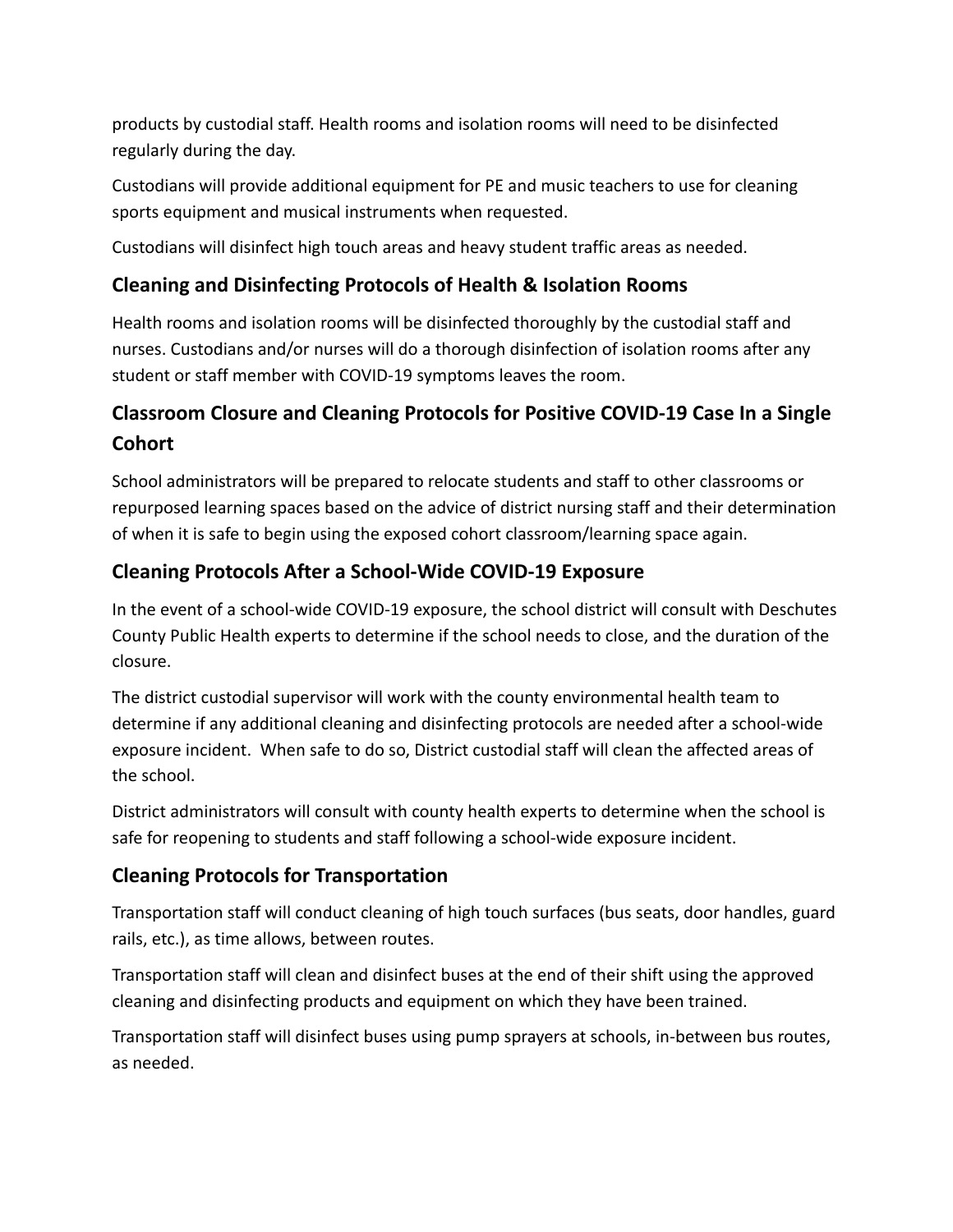products by custodial staff. Health rooms and isolation rooms will need to be disinfected regularly during the day.

Custodians will provide additional equipment for PE and music teachers to use for cleaning sports equipment and musical instruments when requested.

Custodians will disinfect high touch areas and heavy student traffic areas as needed.

## Cleaning and Disinfecting Protocols of Health & Isolation Rooms

Health rooms and isolation rooms will be disinfected thoroughly by the custodial staff and nurses. Custodians and/or nurses will do a thorough disinfection of isolation rooms after any student or staff member with COVID-19 symptoms leaves the room.

## Classroom Closure and Cleaning Protocols for Positive COVID-19 Case In a Single Cohort

School administrators will be prepared to relocate students and staff to other classrooms or repurposed learning spaces based on the advice of district nursing staff and their determination of when it is safe to begin using the exposed cohort classroom/learning space again.

## Cleaning Protocols After a School-Wide COVID-19 Exposure

In the event of a school-wide COVID-19 exposure, the school district will consult with Deschutes County Public Health experts to determine if the school needs to close, and the duration of the closure.

The district custodial supervisor will work with the county environmental health team to determine if any additional cleaning and disinfecting protocols are needed after a school-wide exposure incident. When safe to do so, District custodial staff will clean the affected areas of the school.

District administrators will consult with county health experts to determine when the school is safe for reopening to students and staff following a school-wide exposure incident.

## Cleaning Protocols for Transportation

Transportation staff will conduct cleaning of high touch surfaces (bus seats, door handles, guard rails, etc.), as time allows, between routes.

Transportation staff will clean and disinfect buses at the end of their shift using the approved cleaning and disinfecting products and equipment on which they have been trained.

Transportation staff will disinfect buses using pump sprayers at schools, in-between bus routes, as needed.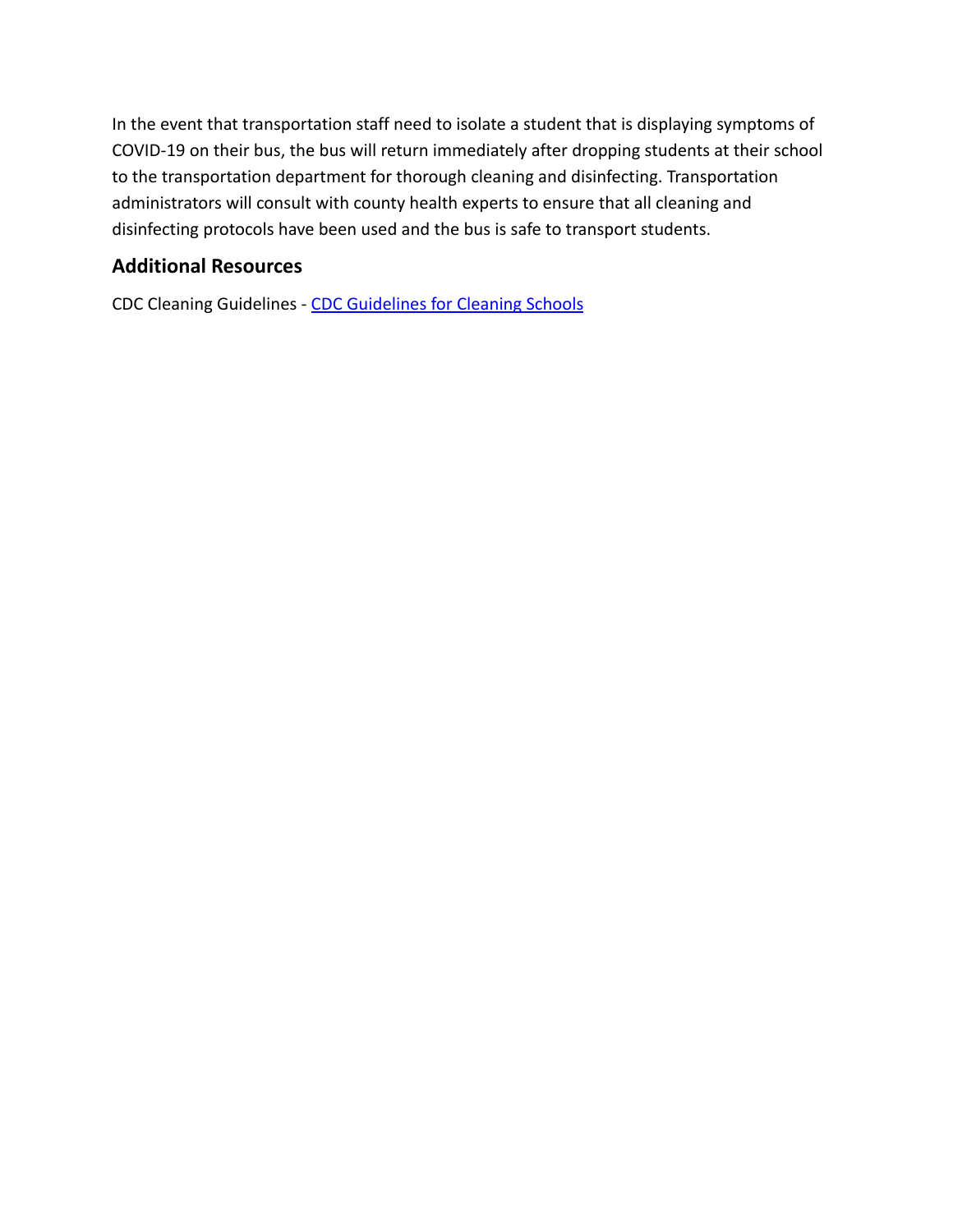In the event that transportation staff need to isolate a student that is displaying symptoms of COVID-19 on their bus, the bus will return immediately after dropping students at their school to the transportation department for thorough cleaning and disinfecting. Transportation administrators will consult with county health experts to ensure that all cleaning and disinfecting protocols have been used and the bus is safe to transport students.

## Additional Resources

CDC Cleaning Guidelines - CDC Guidelines for Cleaning Schools